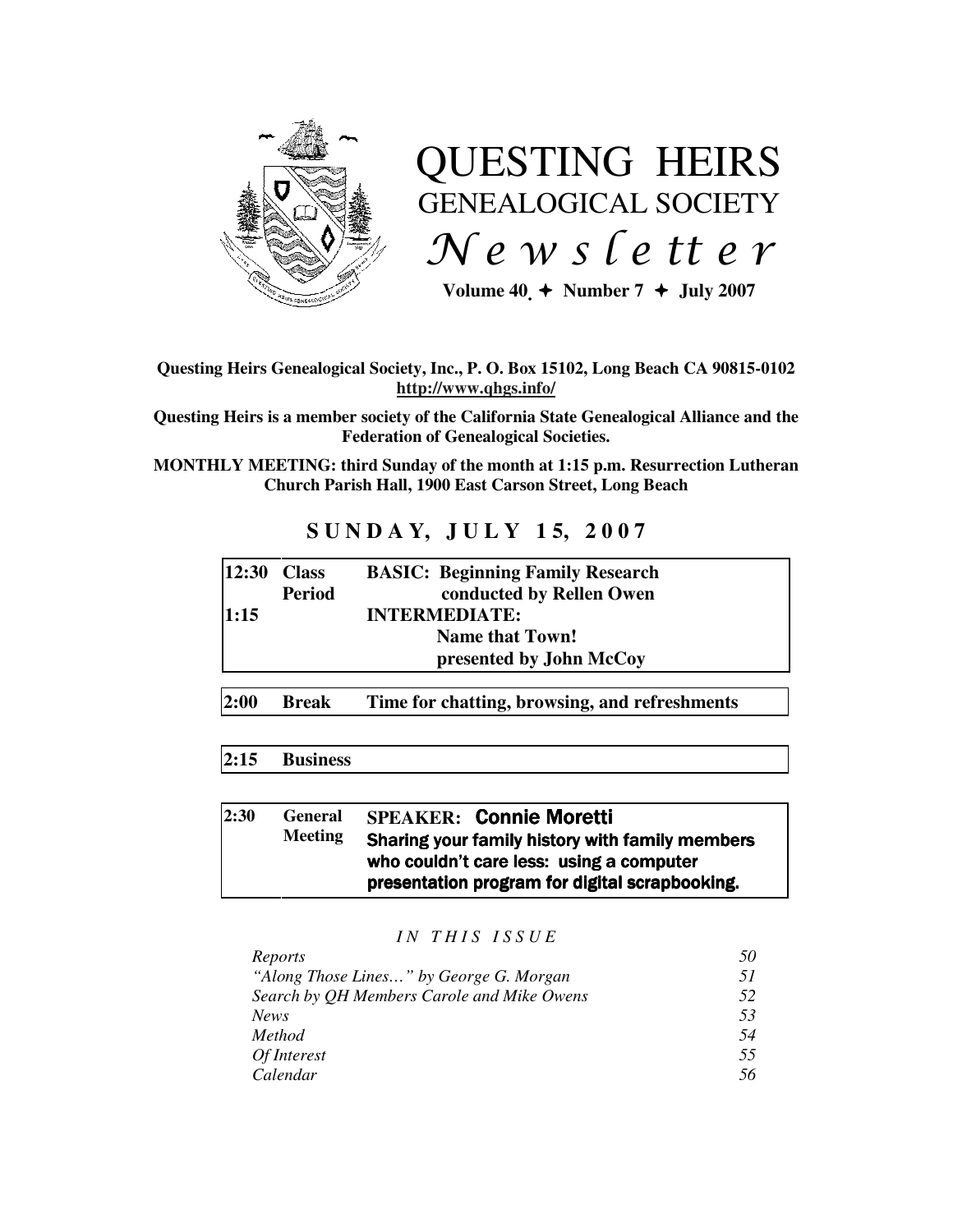# QUESTING HEIRS
## GENEALOGICAL SOCIETY
## *Newsletter*

**Volume 40 ✦ Number 7 ✦ July 2007**

**Questing Heirs Genealogical Society, Inc., P. O. Box 15102, Long Beach CA 90815-0102**
**http://www.qhgs.info/**

**Questing Heirs is a member society of the California State Genealogical Alliance and the Federation of Genealogical Societies.**

**MONTHLY MEETING: third Sunday of the month at 1:15 p.m. Resurrection Lutheran Church Parish Hall, 1900 East Carson Street, Long Beach**

## SUNDAY, JULY 15, 2007

| | | |
|---|---|---|
| **12:30** | **Class Period** | **BASIC: Beginning Family Research** conducted by Rellen Owen |
| **1:15** | | **INTERMEDIATE: Name that Town!** presented by John McCoy |

| | | |
|---|---|---|
| **2:00** | **Break** | **Time for chatting, browsing, and refreshments** |

| | | |
|---|---|---|
| **2:15** | **Business** | |

| | | |
|---|---|---|
| **2:30** | **General Meeting** | **SPEAKER: Connie Moretti** Sharing your family history with family members who couldn't care less: using a computer presentation program for digital scrapbooking. |

*IN THIS ISSUE*

| | |
|---|---|
| *Reports* | *50* |
| *"Along Those Lines…" by George G. Morgan* | *51* |
| *Search by QH Members Carole and Mike Owens* | *52* |
| *News* | *53* |
| *Method* | *54* |
| *Of Interest* | *55* |
| *Calendar* | *56* |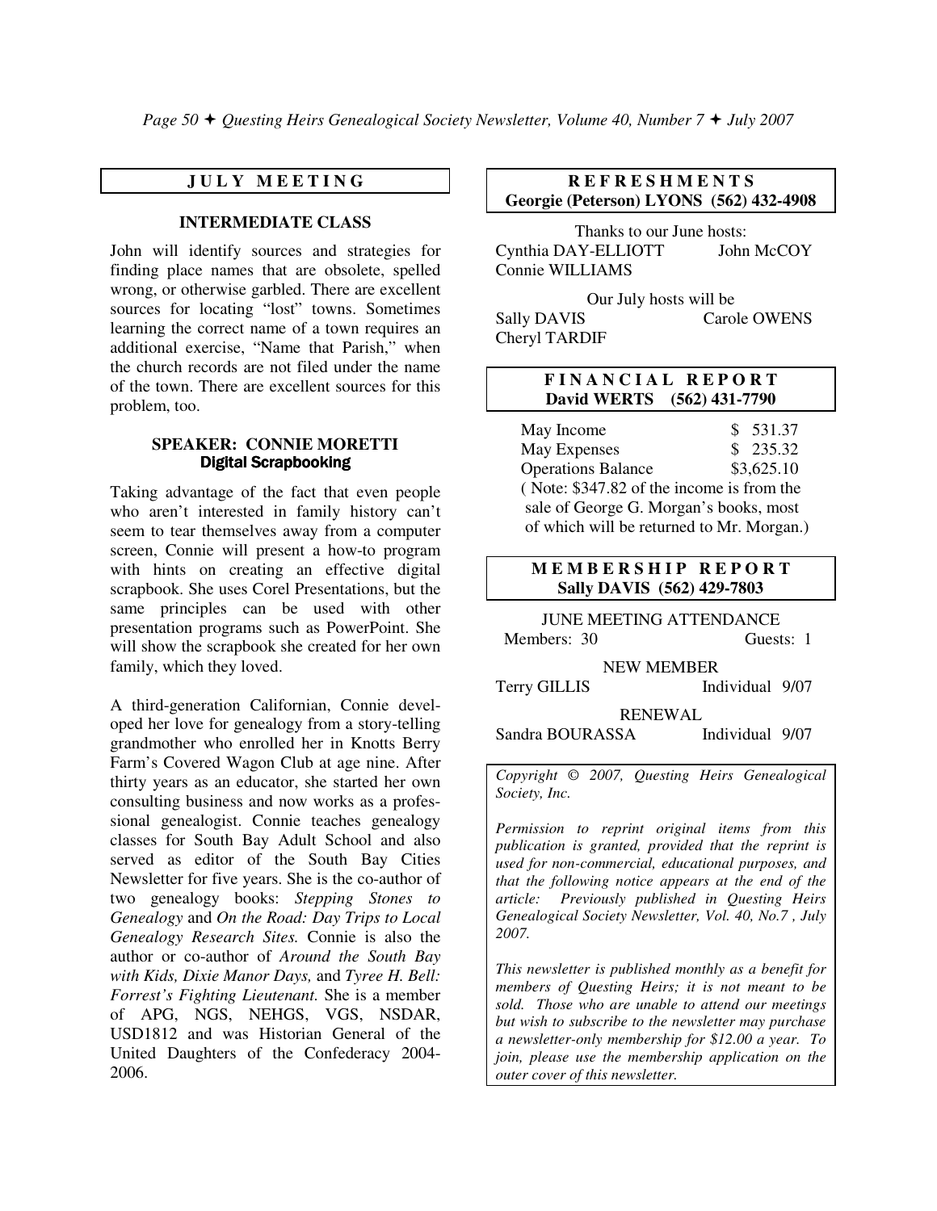## JULY MEETING

### INTERMEDIATE CLASS

John will identify sources and strategies for finding place names that are obsolete, spelled wrong, or otherwise garbled. There are excellent sources for locating "lost" towns. Sometimes learning the correct name of a town requires an additional exercise, "Name that Parish," when the church records are not filed under the name of the town. There are excellent sources for this problem, too.

### SPEAKER: CONNIE MORETTI
**Digital Scrapbooking**

Taking advantage of the fact that even people who aren't interested in family history can't seem to tear themselves away from a computer screen, Connie will present a how-to program with hints on creating an effective digital scrapbook. She uses Corel Presentations, but the same principles can be used with other presentation programs such as PowerPoint. She will show the scrapbook she created for her own family, which they loved.

A third-generation Californian, Connie developed her love for genealogy from a story-telling grandmother who enrolled her in Knotts Berry Farm's Covered Wagon Club at age nine. After thirty years as an educator, she started her own consulting business and now works as a professional genealogist. Connie teaches genealogy classes for South Bay Adult School and also served as editor of the South Bay Cities Newsletter for five years. She is the co-author of two genealogy books: *Stepping Stones to Genealogy* and *On the Road: Day Trips to Local Genealogy Research Sites.* Connie is also the author or co-author of *Around the South Bay with Kids, Dixie Manor Days,* and *Tyree H. Bell: Forrest's Fighting Lieutenant.* She is a member of APG, NGS, NEHGS, VGS, NSDAR, USD1812 and was Historian General of the United Daughters of the Confederacy 2004-2006.

## REFRESHMENTS
**Georgie (Peterson) LYONS (562) 432-4908**

Thanks to our June hosts:
Cynthia DAY-ELLIOTT, John McCOY, Connie WILLIAMS

Our July hosts will be
Sally DAVIS, Carole OWENS, Cheryl TARDIF

## FINANCIAL REPORT
**David WERTS (562) 431-7790**

| | |
|---|---|
| May Income | $ 531.37 |
| May Expenses | $ 235.32 |
| Operations Balance | $3,625.10 |

( Note: $347.82 of the income is from the sale of George G. Morgan's books, most of which will be returned to Mr. Morgan.)

## MEMBERSHIP REPORT
**Sally DAVIS (562) 429-7803**

JUNE MEETING ATTENDANCE
Members: 30 Guests: 1

NEW MEMBER
Terry GILLIS Individual 9/07

RENEWAL
Sandra BOURASSA Individual 9/07

*Copyright © 2007, Questing Heirs Genealogical Society, Inc.*

*Permission to reprint original items from this publication is granted, provided that the reprint is used for non-commercial, educational purposes, and that the following notice appears at the end of the article: Previously published in Questing Heirs Genealogical Society Newsletter, Vol. 40, No.7 , July 2007.*

*This newsletter is published monthly as a benefit for members of Questing Heirs; it is not meant to be sold. Those who are unable to attend our meetings but wish to subscribe to the newsletter may purchase a newsletter-only membership for $12.00 a year. To join, please use the membership application on the outer cover of this newsletter.*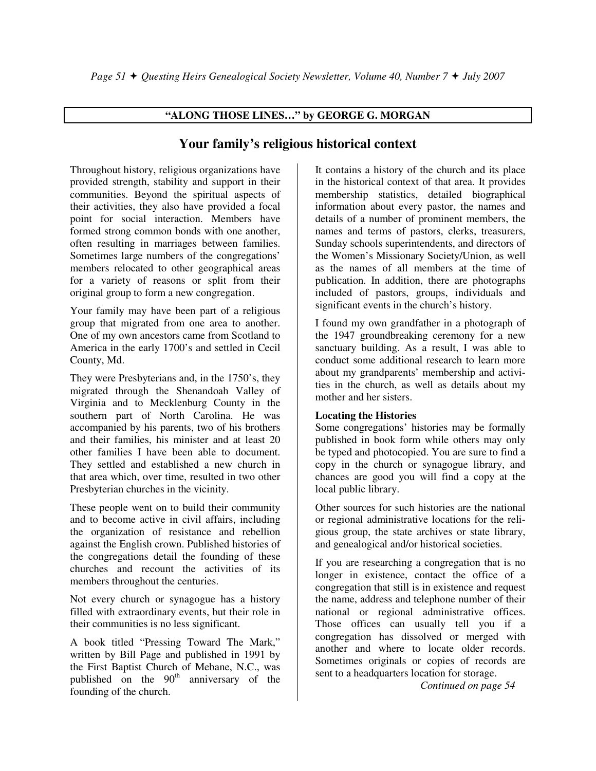**"ALONG THOSE LINES…" by GEORGE G. MORGAN**

# Your family's religious historical context

Throughout history, religious organizations have provided strength, stability and support in their communities. Beyond the spiritual aspects of their activities, they also have provided a focal point for social interaction. Members have formed strong common bonds with one another, often resulting in marriages between families. Sometimes large numbers of the congregations' members relocated to other geographical areas for a variety of reasons or split from their original group to form a new congregation.

Your family may have been part of a religious group that migrated from one area to another. One of my own ancestors came from Scotland to America in the early 1700's and settled in Cecil County, Md.

They were Presbyterians and, in the 1750's, they migrated through the Shenandoah Valley of Virginia and to Mecklenburg County in the southern part of North Carolina. He was accompanied by his parents, two of his brothers and their families, his minister and at least 20 other families I have been able to document. They settled and established a new church in that area which, over time, resulted in two other Presbyterian churches in the vicinity.

These people went on to build their community and to become active in civil affairs, including the organization of resistance and rebellion against the English crown. Published histories of the congregations detail the founding of these churches and recount the activities of its members throughout the centuries.

Not every church or synagogue has a history filled with extraordinary events, but their role in their communities is no less significant.

A book titled "Pressing Toward The Mark," written by Bill Page and published in 1991 by the First Baptist Church of Mebane, N.C., was published on the 90th anniversary of the founding of the church.

It contains a history of the church and its place in the historical context of that area. It provides membership statistics, detailed biographical information about every pastor, the names and details of a number of prominent members, the names and terms of pastors, clerks, treasurers, Sunday schools superintendents, and directors of the Women's Missionary Society/Union, as well as the names of all members at the time of publication. In addition, there are photographs included of pastors, groups, individuals and significant events in the church's history.

I found my own grandfather in a photograph of the 1947 groundbreaking ceremony for a new sanctuary building. As a result, I was able to conduct some additional research to learn more about my grandparents' membership and activities in the church, as well as details about my mother and her sisters.

**Locating the Histories**

Some congregations' histories may be formally published in book form while others may only be typed and photocopied. You are sure to find a copy in the church or synagogue library, and chances are good you will find a copy at the local public library.

Other sources for such histories are the national or regional administrative locations for the religious group, the state archives or state library, and genealogical and/or historical societies.

If you are researching a congregation that is no longer in existence, contact the office of a congregation that still is in existence and request the name, address and telephone number of their national or regional administrative offices. Those offices can usually tell you if a congregation has dissolved or merged with another and where to locate older records. Sometimes originals or copies of records are sent to a headquarters location for storage.

*Continued on page 54*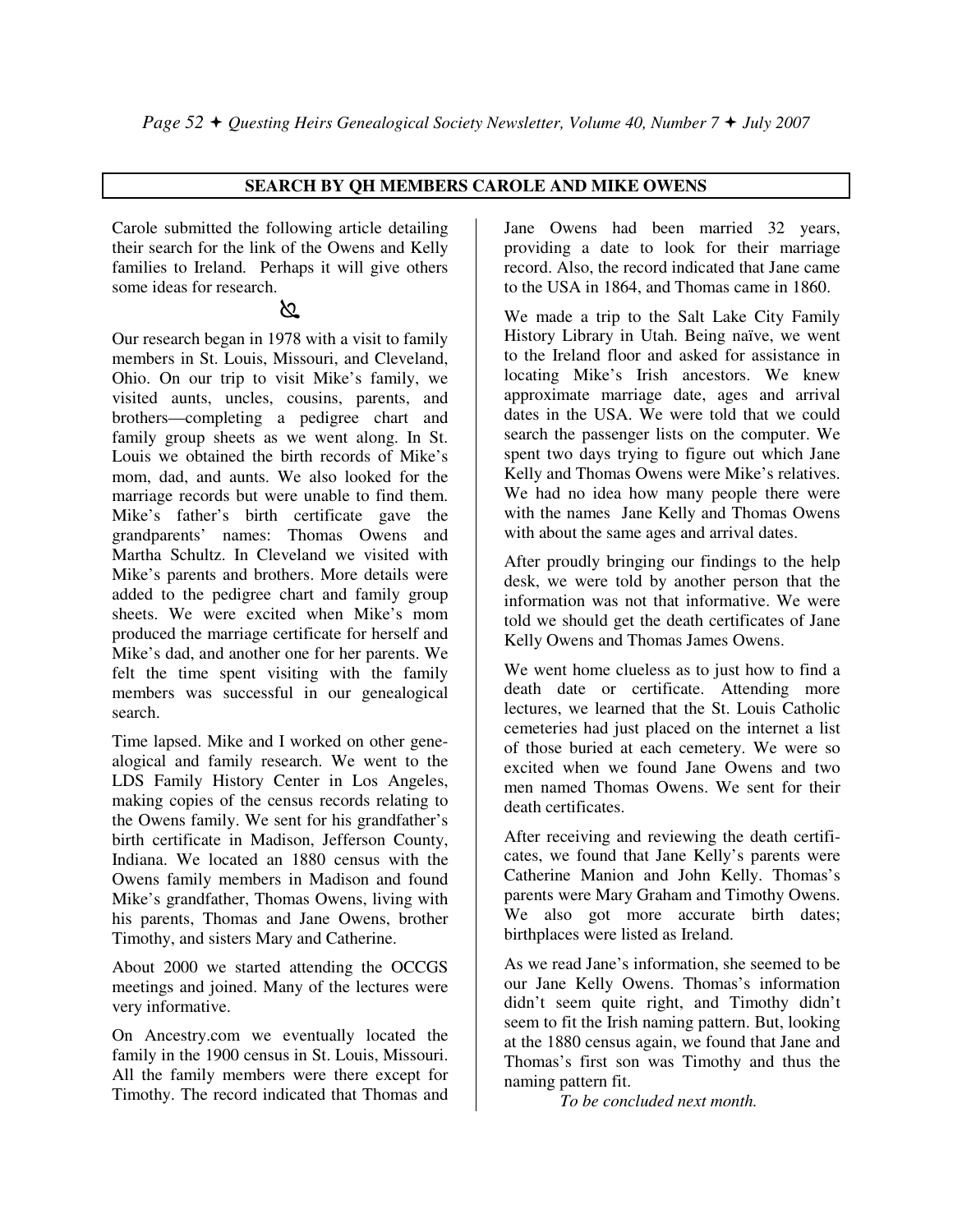## SEARCH BY QH MEMBERS CAROLE AND MIKE OWENS

Carole submitted the following article detailing their search for the link of the Owens and Kelly families to Ireland. Perhaps it will give others some ideas for research.

Our research began in 1978 with a visit to family members in St. Louis, Missouri, and Cleveland, Ohio. On our trip to visit Mike's family, we visited aunts, uncles, cousins, parents, and brothers—completing a pedigree chart and family group sheets as we went along. In St. Louis we obtained the birth records of Mike's mom, dad, and aunts. We also looked for the marriage records but were unable to find them. Mike's father's birth certificate gave the grandparents' names: Thomas Owens and Martha Schultz. In Cleveland we visited with Mike's parents and brothers. More details were added to the pedigree chart and family group sheets. We were excited when Mike's mom produced the marriage certificate for herself and Mike's dad, and another one for her parents. We felt the time spent visiting with the family members was successful in our genealogical search.

Time lapsed. Mike and I worked on other genealogical and family research. We went to the LDS Family History Center in Los Angeles, making copies of the census records relating to the Owens family. We sent for his grandfather's birth certificate in Madison, Jefferson County, Indiana. We located an 1880 census with the Owens family members in Madison and found Mike's grandfather, Thomas Owens, living with his parents, Thomas and Jane Owens, brother Timothy, and sisters Mary and Catherine.

About 2000 we started attending the OCCGS meetings and joined. Many of the lectures were very informative.

On Ancestry.com we eventually located the family in the 1900 census in St. Louis, Missouri. All the family members were there except for Timothy. The record indicated that Thomas and Jane Owens had been married 32 years, providing a date to look for their marriage record. Also, the record indicated that Jane came to the USA in 1864, and Thomas came in 1860.

We made a trip to the Salt Lake City Family History Library in Utah. Being naïve, we went to the Ireland floor and asked for assistance in locating Mike's Irish ancestors. We knew approximate marriage date, ages and arrival dates in the USA. We were told that we could search the passenger lists on the computer. We spent two days trying to figure out which Jane Kelly and Thomas Owens were Mike's relatives. We had no idea how many people there were with the names Jane Kelly and Thomas Owens with about the same ages and arrival dates.

After proudly bringing our findings to the help desk, we were told by another person that the information was not that informative. We were told we should get the death certificates of Jane Kelly Owens and Thomas James Owens.

We went home clueless as to just how to find a death date or certificate. Attending more lectures, we learned that the St. Louis Catholic cemeteries had just placed on the internet a list of those buried at each cemetery. We were so excited when we found Jane Owens and two men named Thomas Owens. We sent for their death certificates.

After receiving and reviewing the death certificates, we found that Jane Kelly's parents were Catherine Manion and John Kelly. Thomas's parents were Mary Graham and Timothy Owens. We also got more accurate birth dates; birthplaces were listed as Ireland.

As we read Jane's information, she seemed to be our Jane Kelly Owens. Thomas's information didn't seem quite right, and Timothy didn't seem to fit the Irish naming pattern. But, looking at the 1880 census again, we found that Jane and Thomas's first son was Timothy and thus the naming pattern fit.

*To be concluded next month.*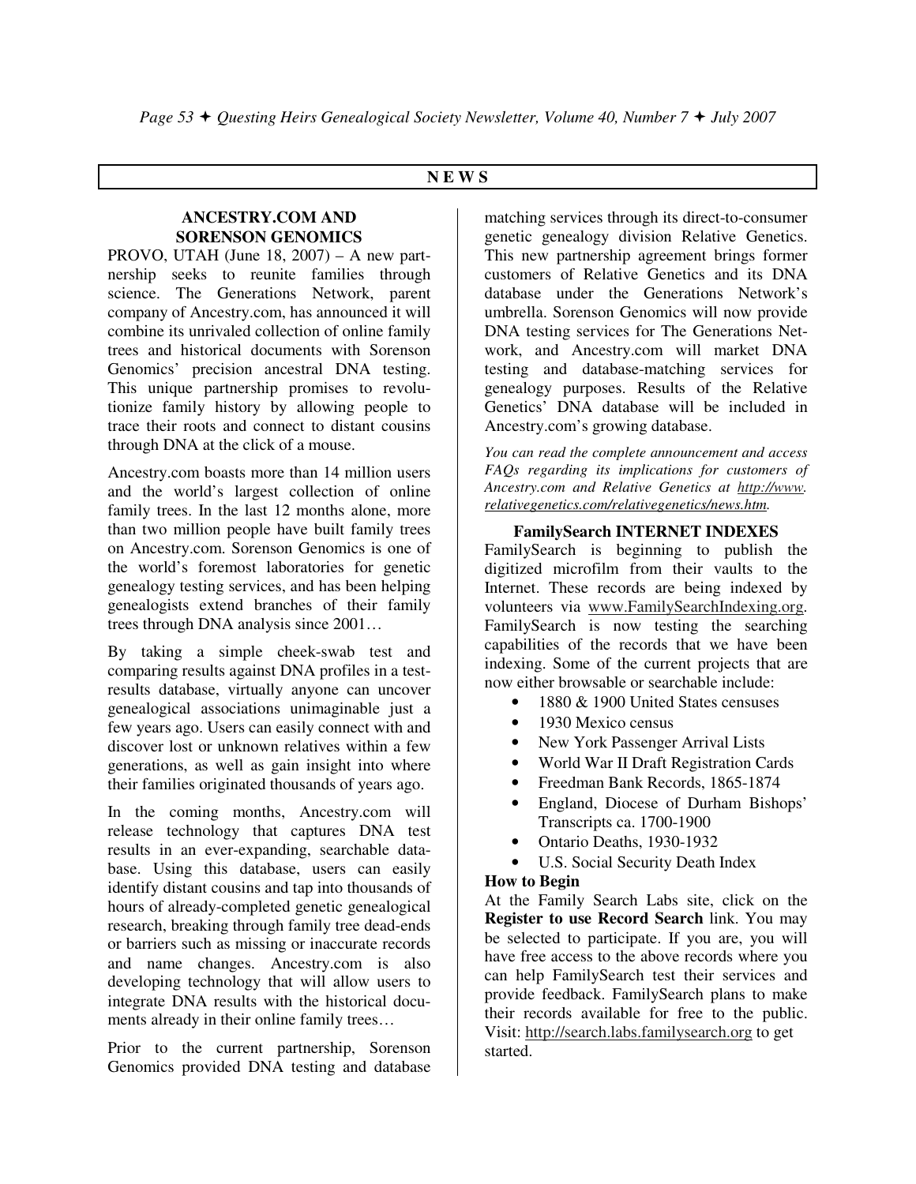# NEWS

## ANCESTRY.COM AND SORENSON GENOMICS

PROVO, UTAH (June 18, 2007) – A new partnership seeks to reunite families through science. The Generations Network, parent company of Ancestry.com, has announced it will combine its unrivaled collection of online family trees and historical documents with Sorenson Genomics' precision ancestral DNA testing. This unique partnership promises to revolutionize family history by allowing people to trace their roots and connect to distant cousins through DNA at the click of a mouse.

Ancestry.com boasts more than 14 million users and the world's largest collection of online family trees. In the last 12 months alone, more than two million people have built family trees on Ancestry.com. Sorenson Genomics is one of the world's foremost laboratories for genetic genealogy testing services, and has been helping genealogists extend branches of their family trees through DNA analysis since 2001…

By taking a simple cheek-swab test and comparing results against DNA profiles in a test-results database, virtually anyone can uncover genealogical associations unimaginable just a few years ago. Users can easily connect with and discover lost or unknown relatives within a few generations, as well as gain insight into where their families originated thousands of years ago.

In the coming months, Ancestry.com will release technology that captures DNA test results in an ever-expanding, searchable database. Using this database, users can easily identify distant cousins and tap into thousands of hours of already-completed genetic genealogical research, breaking through family tree dead-ends or barriers such as missing or inaccurate records and name changes. Ancestry.com is also developing technology that will allow users to integrate DNA results with the historical documents already in their online family trees…

Prior to the current partnership, Sorenson Genomics provided DNA testing and database matching services through its direct-to-consumer genetic genealogy division Relative Genetics. This new partnership agreement brings former customers of Relative Genetics and its DNA database under the Generations Network's umbrella. Sorenson Genomics will now provide DNA testing services for The Generations Network, and Ancestry.com will market DNA testing and database-matching services for genealogy purposes. Results of the Relative Genetics' DNA database will be included in Ancestry.com's growing database.

*You can read the complete announcement and access FAQs regarding its implications for customers of Ancestry.com and Relative Genetics at http://www.relativegenetics.com/relativegenetics/news.htm.*

## FamilySearch INTERNET INDEXES

FamilySearch is beginning to publish the digitized microfilm from their vaults to the Internet. These records are being indexed by volunteers via www.FamilySearchIndexing.org. FamilySearch is now testing the searching capabilities of the records that we have been indexing. Some of the current projects that are now either browsable or searchable include:

- 1880 & 1900 United States censuses
- 1930 Mexico census
- New York Passenger Arrival Lists
- World War II Draft Registration Cards
- Freedman Bank Records, 1865-1874
- England, Diocese of Durham Bishops' Transcripts ca. 1700-1900
- Ontario Deaths, 1930-1932
- U.S. Social Security Death Index

**How to Begin**

At the Family Search Labs site, click on the **Register to use Record Search** link. You may be selected to participate. If you are, you will have free access to the above records where you can help FamilySearch test their services and provide feedback. FamilySearch plans to make their records available for free to the public. Visit: http://search.labs.familysearch.org to get started.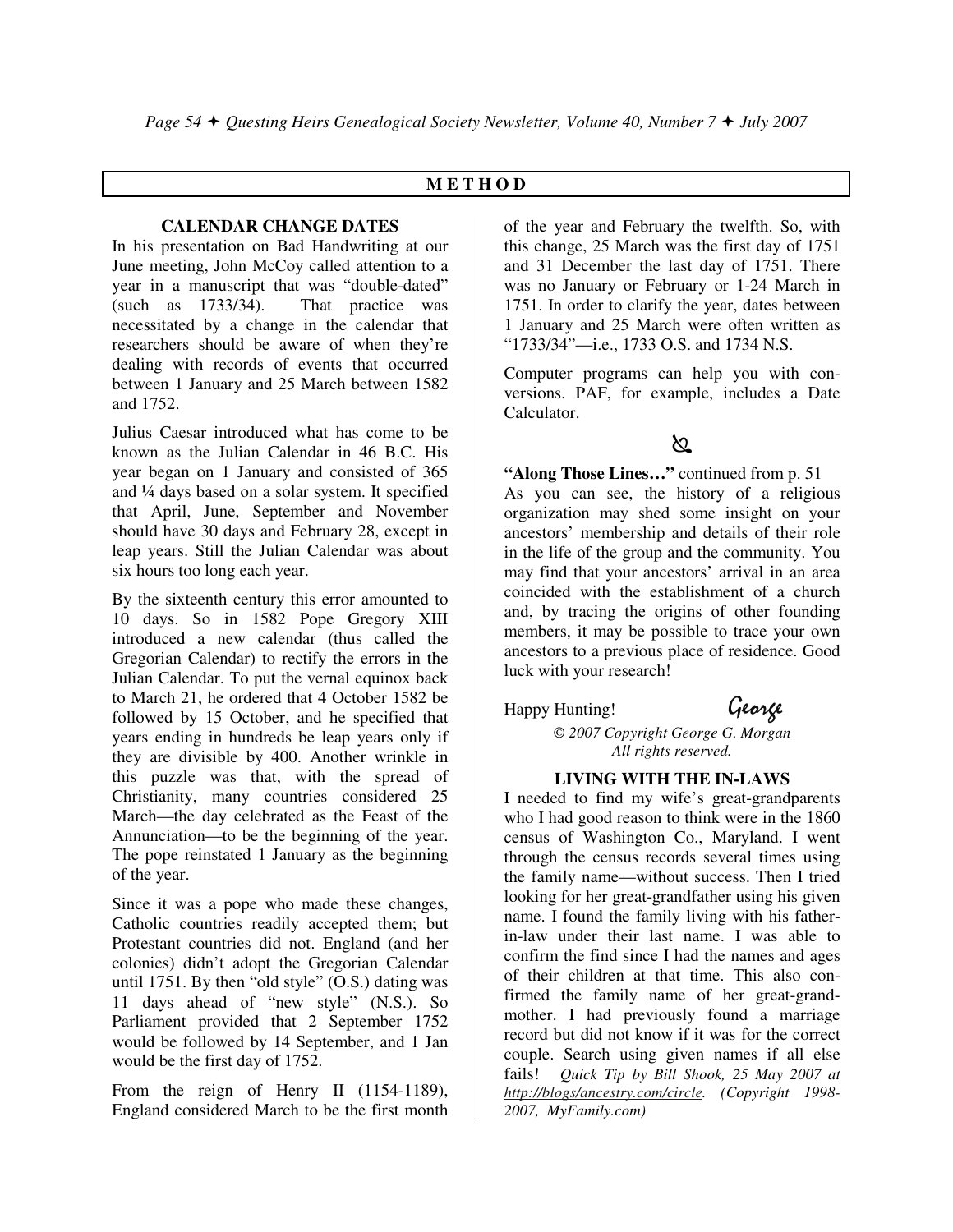## METHOD

### CALENDAR CHANGE DATES

In his presentation on Bad Handwriting at our June meeting, John McCoy called attention to a year in a manuscript that was "double-dated" (such as 1733/34). That practice was necessitated by a change in the calendar that researchers should be aware of when they're dealing with records of events that occurred between 1 January and 25 March between 1582 and 1752.

Julius Caesar introduced what has come to be known as the Julian Calendar in 46 B.C. His year began on 1 January and consisted of 365 and ¼ days based on a solar system. It specified that April, June, September and November should have 30 days and February 28, except in leap years. Still the Julian Calendar was about six hours too long each year.

By the sixteenth century this error amounted to 10 days. So in 1582 Pope Gregory XIII introduced a new calendar (thus called the Gregorian Calendar) to rectify the errors in the Julian Calendar. To put the vernal equinox back to March 21, he ordered that 4 October 1582 be followed by 15 October, and he specified that years ending in hundreds be leap years only if they are divisible by 400. Another wrinkle in this puzzle was that, with the spread of Christianity, many countries considered 25 March—the day celebrated as the Feast of the Annunciation—to be the beginning of the year. The pope reinstated 1 January as the beginning of the year.

Since it was a pope who made these changes, Catholic countries readily accepted them; but Protestant countries did not. England (and her colonies) didn't adopt the Gregorian Calendar until 1751. By then "old style" (O.S.) dating was 11 days ahead of "new style" (N.S.). So Parliament provided that 2 September 1752 would be followed by 14 September, and 1 Jan would be the first day of 1752.

From the reign of Henry II (1154-1189), England considered March to be the first month of the year and February the twelfth. So, with this change, 25 March was the first day of 1751 and 31 December the last day of 1751. There was no January or February or 1-24 March in 1751. In order to clarify the year, dates between 1 January and 25 March were often written as "1733/34"—i.e., 1733 O.S. and 1734 N.S.

Computer programs can help you with conversions. PAF, for example, includes a Date Calculator.

**"Along Those Lines…"** continued from p. 51

As you can see, the history of a religious organization may shed some insight on your ancestors' membership and details of their role in the life of the group and the community. You may find that your ancestors' arrival in an area coincided with the establishment of a church and, by tracing the origins of other founding members, it may be possible to trace your own ancestors to a previous place of residence. Good luck with your research!

Happy Hunting! George

*© 2007 Copyright George G. Morgan*
*All rights reserved.*

### LIVING WITH THE IN-LAWS

I needed to find my wife's great-grandparents who I had good reason to think were in the 1860 census of Washington Co., Maryland. I went through the census records several times using the family name—without success. Then I tried looking for her great-grandfather using his given name. I found the family living with his father-in-law under their last name. I was able to confirm the find since I had the names and ages of their children at that time. This also confirmed the family name of her great-grandmother. I had previously found a marriage record but did not know if it was for the correct couple. Search using given names if all else fails! *Quick Tip by Bill Shook, 25 May 2007 at http://blogs/ancestry.com/circle. (Copyright 1998-2007, MyFamily.com)*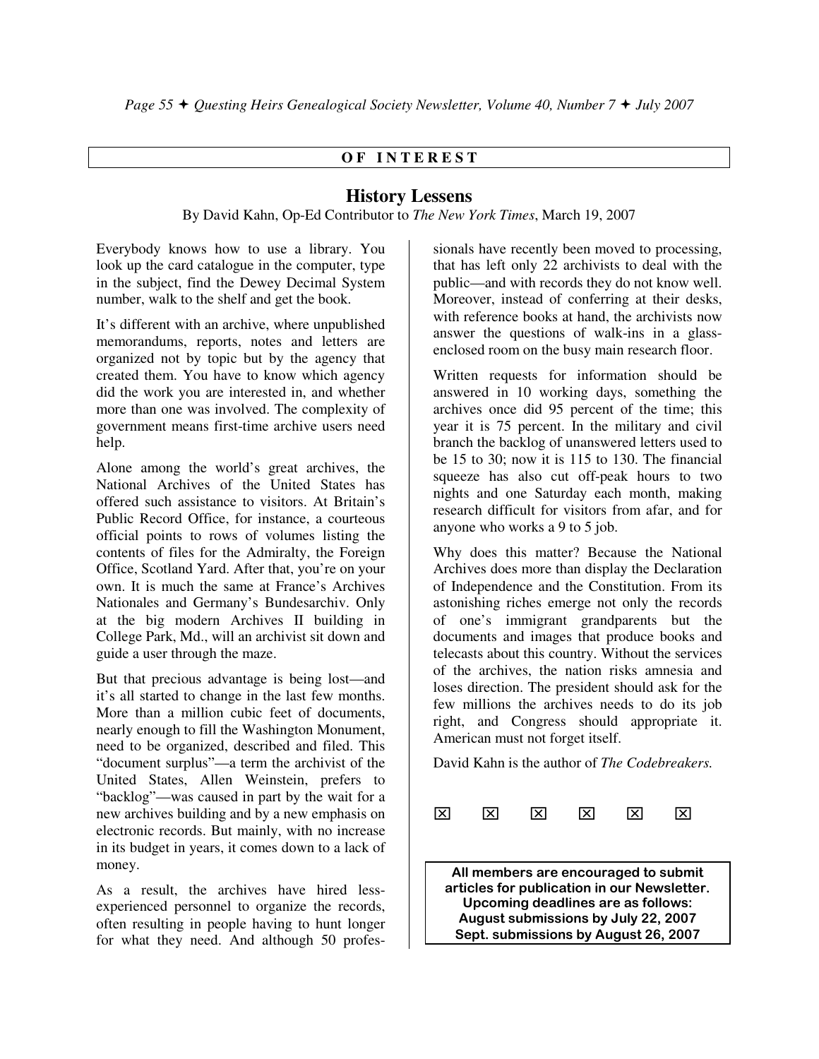## OF INTEREST

# History Lessens

By David Kahn, Op-Ed Contributor to *The New York Times*, March 19, 2007

Everybody knows how to use a library. You look up the card catalogue in the computer, type in the subject, find the Dewey Decimal System number, walk to the shelf and get the book.

It's different with an archive, where unpublished memorandums, reports, notes and letters are organized not by topic but by the agency that created them. You have to know which agency did the work you are interested in, and whether more than one was involved. The complexity of government means first-time archive users need help.

Alone among the world's great archives, the National Archives of the United States has offered such assistance to visitors. At Britain's Public Record Office, for instance, a courteous official points to rows of volumes listing the contents of files for the Admiralty, the Foreign Office, Scotland Yard. After that, you're on your own. It is much the same at France's Archives Nationales and Germany's Bundesarchiv. Only at the big modern Archives II building in College Park, Md., will an archivist sit down and guide a user through the maze.

But that precious advantage is being lost—and it's all started to change in the last few months. More than a million cubic feet of documents, nearly enough to fill the Washington Monument, need to be organized, described and filed. This "document surplus"—a term the archivist of the United States, Allen Weinstein, prefers to "backlog"—was caused in part by the wait for a new archives building and by a new emphasis on electronic records. But mainly, with no increase in its budget in years, it comes down to a lack of money.

As a result, the archives have hired less-experienced personnel to organize the records, often resulting in people having to hunt longer for what they need. And although 50 professionals have recently been moved to processing, that has left only 22 archivists to deal with the public—and with records they do not know well. Moreover, instead of conferring at their desks, with reference books at hand, the archivists now answer the questions of walk-ins in a glass-enclosed room on the busy main research floor.

Written requests for information should be answered in 10 working days, something the archives once did 95 percent of the time; this year it is 75 percent. In the military and civil branch the backlog of unanswered letters used to be 15 to 30; now it is 115 to 130. The financial squeeze has also cut off-peak hours to two nights and one Saturday each month, making research difficult for visitors from afar, and for anyone who works a 9 to 5 job.

Why does this matter? Because the National Archives does more than display the Declaration of Independence and the Constitution. From its astonishing riches emerge not only the records of one's immigrant grandparents but the documents and images that produce books and telecasts about this country. Without the services of the archives, the nation risks amnesia and loses direction. The president should ask for the few millions the archives needs to do its job right, and Congress should appropriate it. American must not forget itself.

David Kahn is the author of *The Codebreakers.*

☒ ☒ ☒ ☒ ☒ ☒

**All members are encouraged to submit articles for publication in our Newsletter. Upcoming deadlines are as follows:**
**August submissions by July 22, 2007**
**Sept. submissions by August 26, 2007**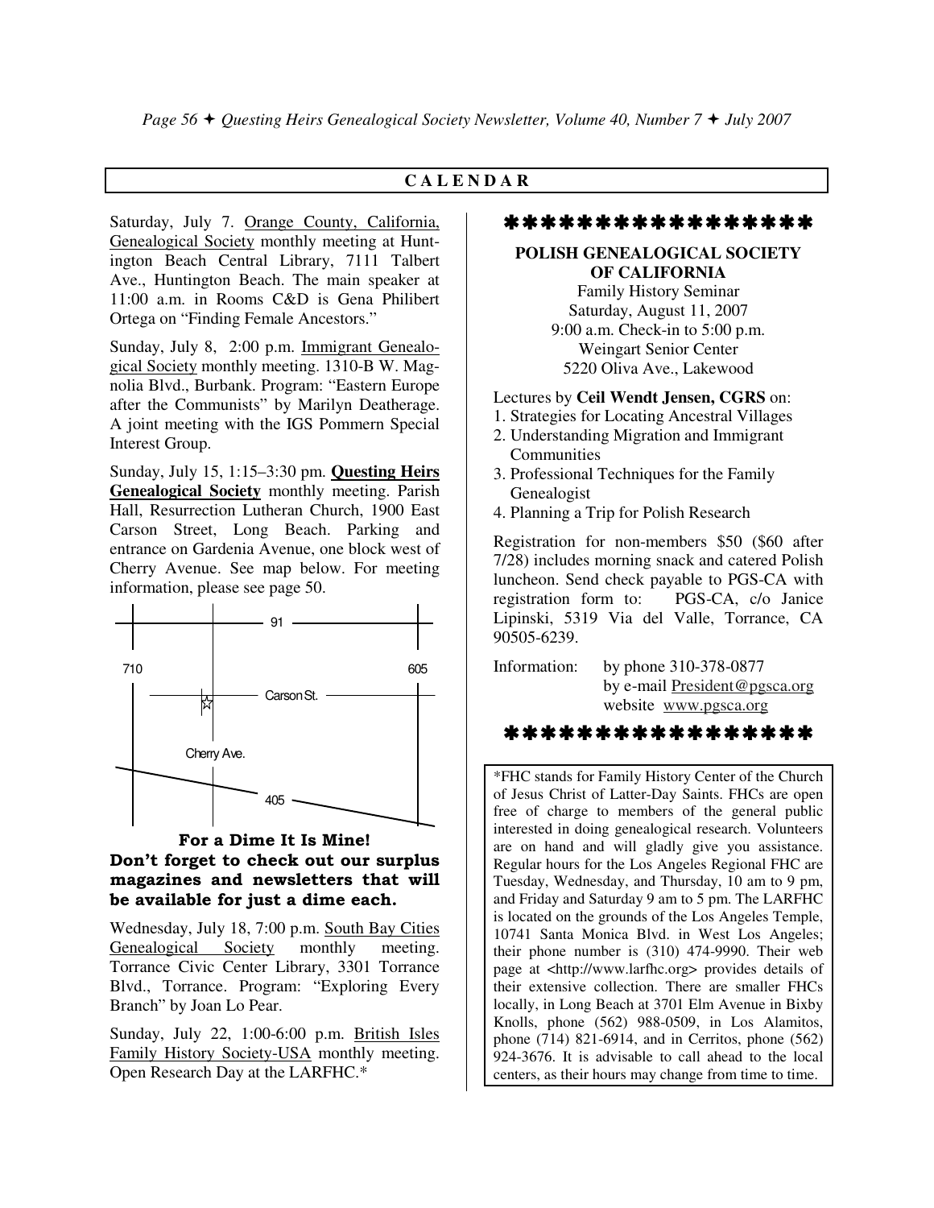## CALENDAR

Saturday, July 7. Orange County, California, Genealogical Society monthly meeting at Huntington Beach Central Library, 7111 Talbert Ave., Huntington Beach. The main speaker at 11:00 a.m. in Rooms C&D is Gena Philibert Ortega on "Finding Female Ancestors."

Sunday, July 8, 2:00 p.m. Immigrant Genealogical Society monthly meeting. 1310-B W. Magnolia Blvd., Burbank. Program: "Eastern Europe after the Communists" by Marilyn Deatherage. A joint meeting with the IGS Pommern Special Interest Group.

Sunday, July 15, 1:15–3:30 pm. **Questing Heirs Genealogical Society** monthly meeting. Parish Hall, Resurrection Lutheran Church, 1900 East Carson Street, Long Beach. Parking and entrance on Gardenia Avenue, one block west of Cherry Avenue. See map below. For meeting information, please see page 50.

91

710

605

Carson St.

Cherry Ave.

405

**For a Dime It Is Mine!**

**Don't forget to check out our surplus magazines and newsletters that will be available for just a dime each.**

Wednesday, July 18, 7:00 p.m. South Bay Cities Genealogical Society monthly meeting. Torrance Civic Center Library, 3301 Torrance Blvd., Torrance. Program: "Exploring Every Branch" by Joan Lo Pear.

Sunday, July 22, 1:00-6:00 p.m. British Isles Family History Society-USA monthly meeting. Open Research Day at the LARFHC.*

✱✱✱✱✱✱✱✱✱✱✱✱✱✱✱✱✱

**POLISH GENEALOGICAL SOCIETY OF CALIFORNIA**

Family History Seminar
Saturday, August 11, 2007
9:00 a.m. Check-in to 5:00 p.m.
Weingart Senior Center
5220 Oliva Ave., Lakewood

Lectures by **Ceil Wendt Jensen, CGRS** on:

1. Strategies for Locating Ancestral Villages
2. Understanding Migration and Immigrant Communities
3. Professional Techniques for the Family Genealogist
4. Planning a Trip for Polish Research

Registration for non-members $50 ($60 after 7/28) includes morning snack and catered Polish luncheon. Send check payable to PGS-CA with registration form to: PGS-CA, c/o Janice Lipinski, 5319 Via del Valle, Torrance, CA 90505-6239.

Information: by phone 310-378-0877
by e-mail President@pgsca.org
website www.pgsca.org

✱✱✱✱✱✱✱✱✱✱✱✱✱✱✱✱✱

*FHC stands for Family History Center of the Church of Jesus Christ of Latter-Day Saints. FHCs are open free of charge to members of the general public interested in doing genealogical research. Volunteers are on hand and will gladly give you assistance. Regular hours for the Los Angeles Regional FHC are Tuesday, Wednesday, and Thursday, 10 am to 9 pm, and Friday and Saturday 9 am to 5 pm. The LARFHC is located on the grounds of the Los Angeles Temple, 10741 Santa Monica Blvd. in West Los Angeles; their phone number is (310) 474-9990. Their web page at <http://www.larfhc.org> provides details of their extensive collection. There are smaller FHCs locally, in Long Beach at 3701 Elm Avenue in Bixby Knolls, phone (562) 988-0509, in Los Alamitos, phone (714) 821-6914, and in Cerritos, phone (562) 924-3676. It is advisable to call ahead to the local centers, as their hours may change from time to time.